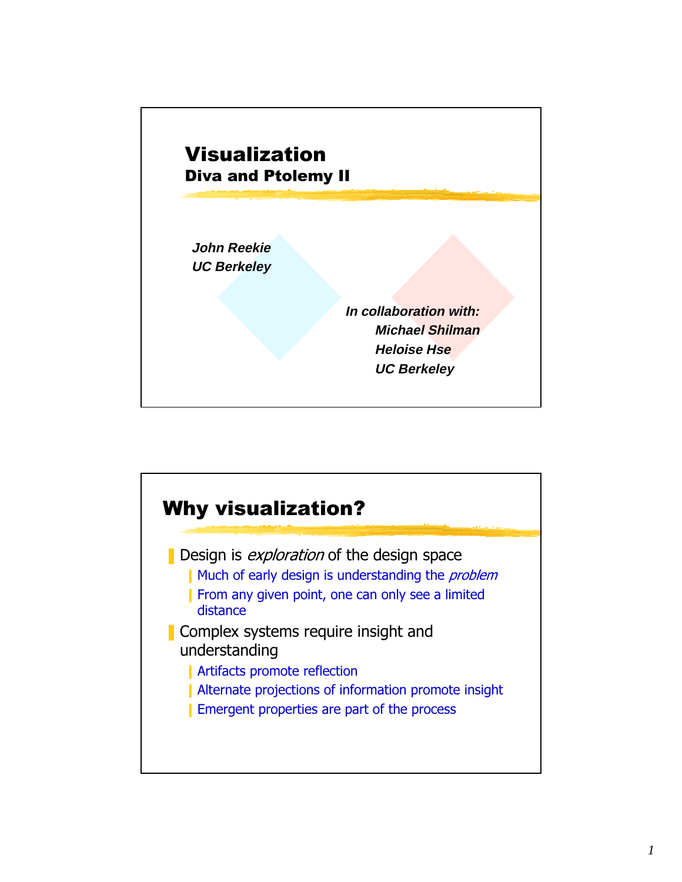# Visualization

## Diva and Ptolemy II

***John Reekie***
***UC Berkeley***

***In collaboration with:***
***Michael Shilman***
***Heloise Hse***
***UC Berkeley***

# Why visualization?

- Design is *exploration* of the design space
  - Much of early design is understanding the *problem*
  - From any given point, one can only see a limited distance
- Complex systems require insight and understanding
  - Artifacts promote reflection
  - Alternate projections of information promote insight
  - Emergent properties are part of the process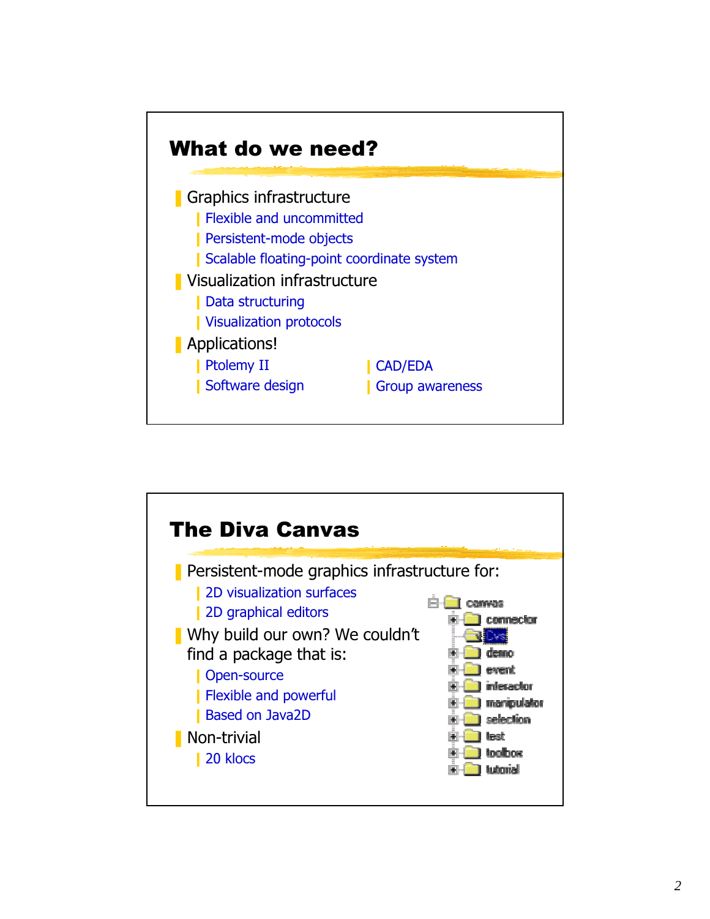## What do we need?

- Graphics infrastructure
  - Flexible and uncommitted
  - Persistent-mode objects
  - Scalable floating-point coordinate system
- Visualization infrastructure
  - Data structuring
  - Visualization protocols
- Applications!
  - Ptolemy II
  - Software design
  - CAD/EDA
  - Group awareness

## The Diva Canvas

- Persistent-mode graphics infrastructure for:
  - 2D visualization surfaces
  - 2D graphical editors
- Why build our own? We couldn't find a package that is:
  - Open-source
  - Flexible and powerful
  - Based on Java2D
- Non-trivial
  - 20 klocs

canvas
- connector
- Diva
- demo
- event
- interactor
- manipulator
- selection
- test
- toolbox
- tutorial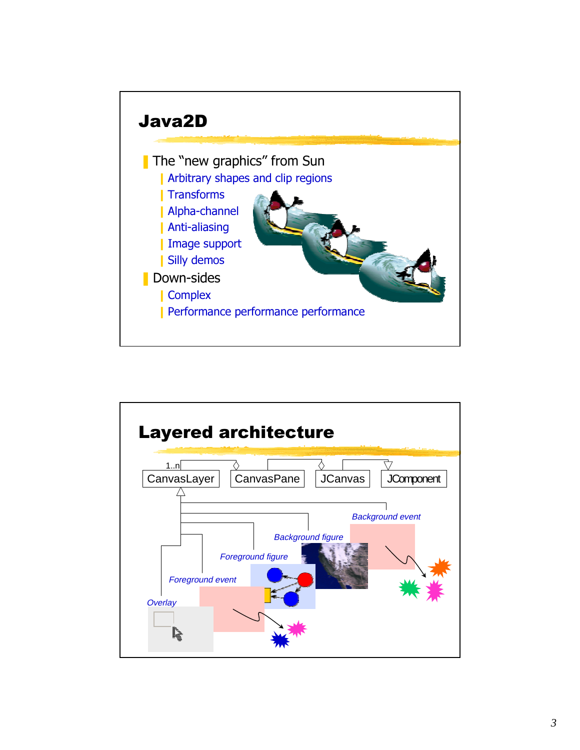## Java2D

- The "new graphics" from Sun
  - Arbitrary shapes and clip regions
  - Transforms
  - Alpha-channel
  - Anti-aliasing
  - Image support
  - Silly demos
- Down-sides
  - Complex
  - Performance performance performance

## Layered architecture

1..n

CanvasLayer CanvasPane JCanvas JComponent

*Background event*

*Background figure*

*Foreground figure*

*Foreground event*

*Overlay*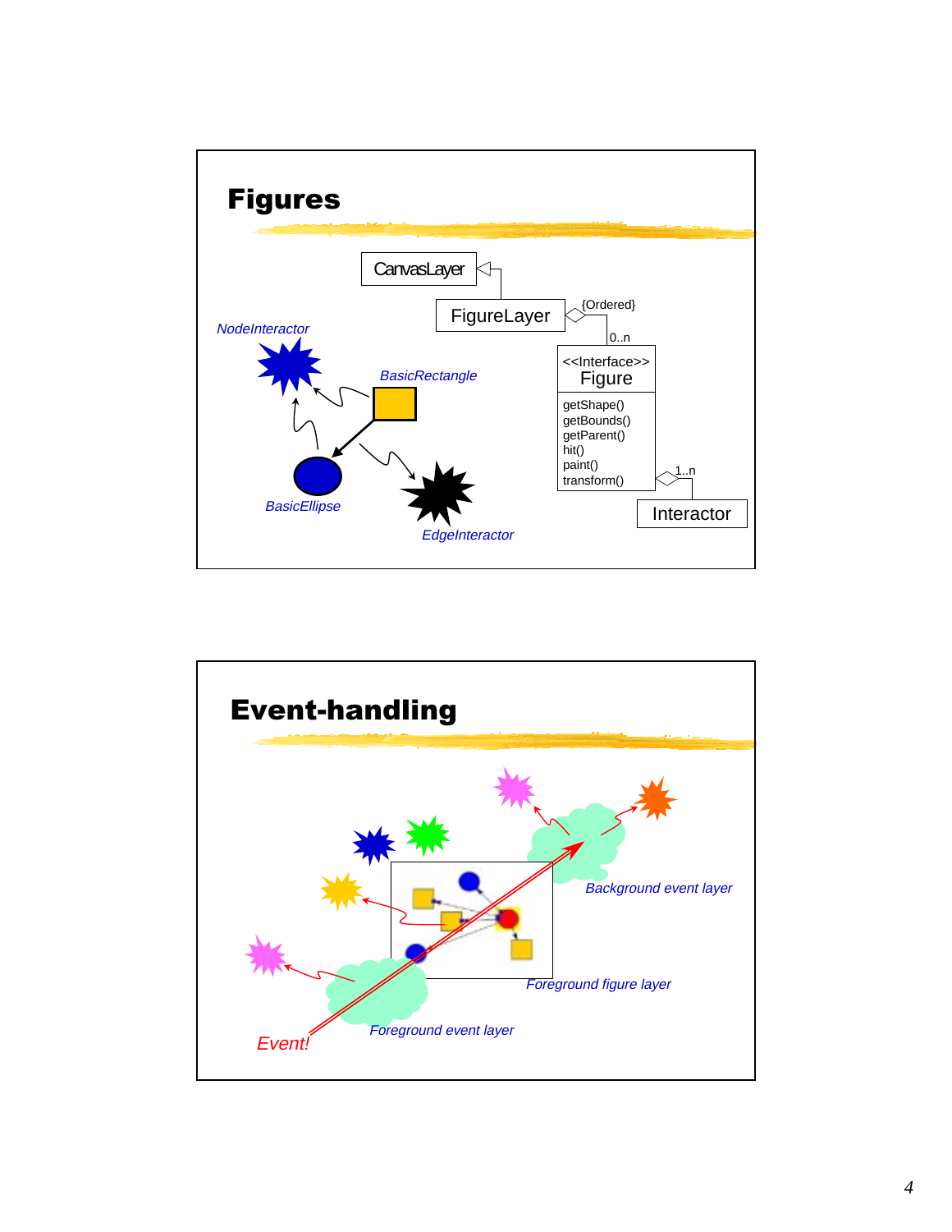# Figures

CanvasLayer

FigureLayer

{Ordered}

0..n

<<Interface>>
Figure

getShape()
getBounds()
getParent()
hit()
paint()
transform()

1..n

Interactor

*NodeInteractor*

*BasicRectangle*

*BasicEllipse*

*EdgeInteractor*

# Event-handling

*Background event layer*

*Foreground figure layer*

*Foreground event layer*

*Event!*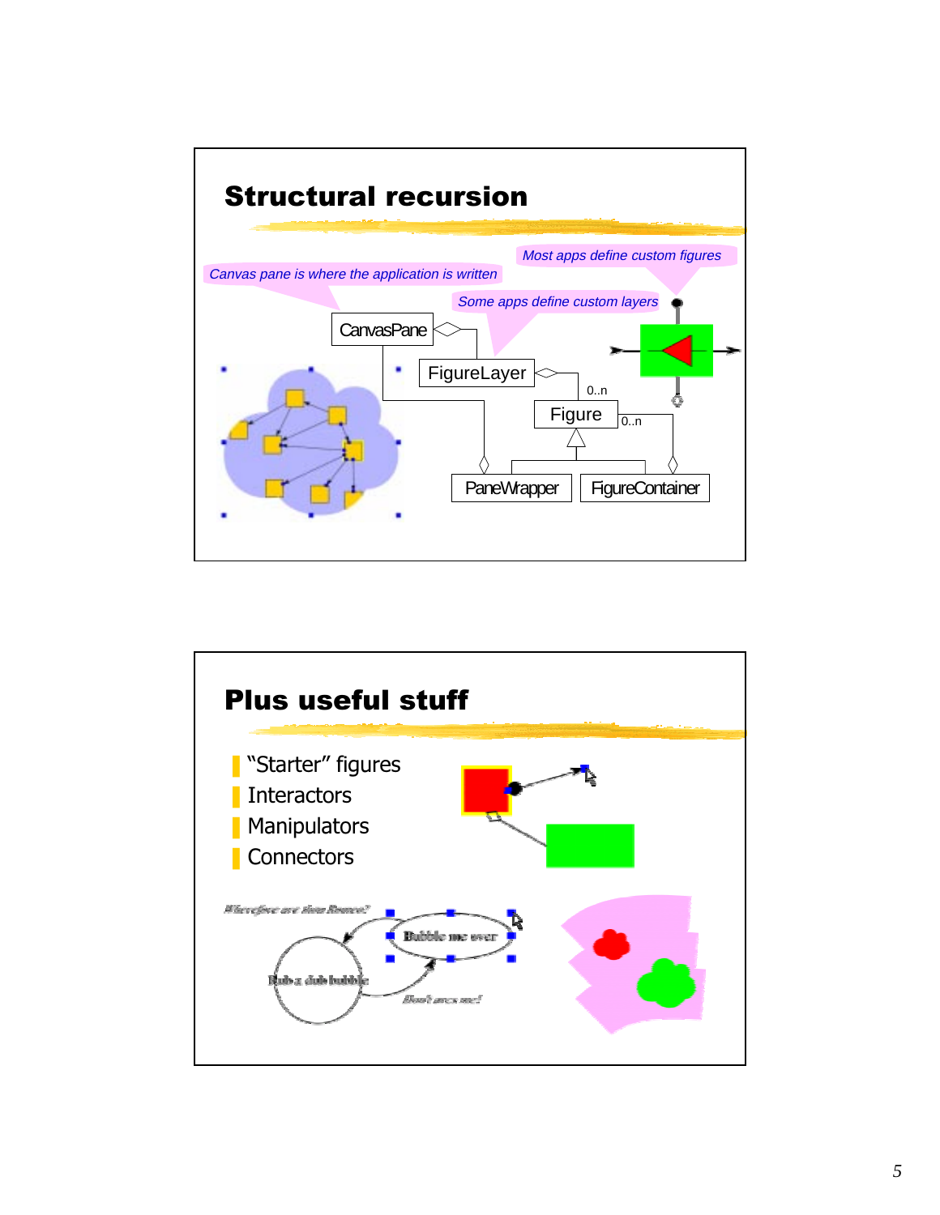## Structural recursion

*Canvas pane is where the application is written*

*Most apps define custom figures*

*Some apps define custom layers*

CanvasPane

FigureLayer

0..n

Figure

0..n

PaneWrapper

FigureContainer

## Plus useful stuff

- "Starter" figures
- Interactors
- Manipulators
- Connectors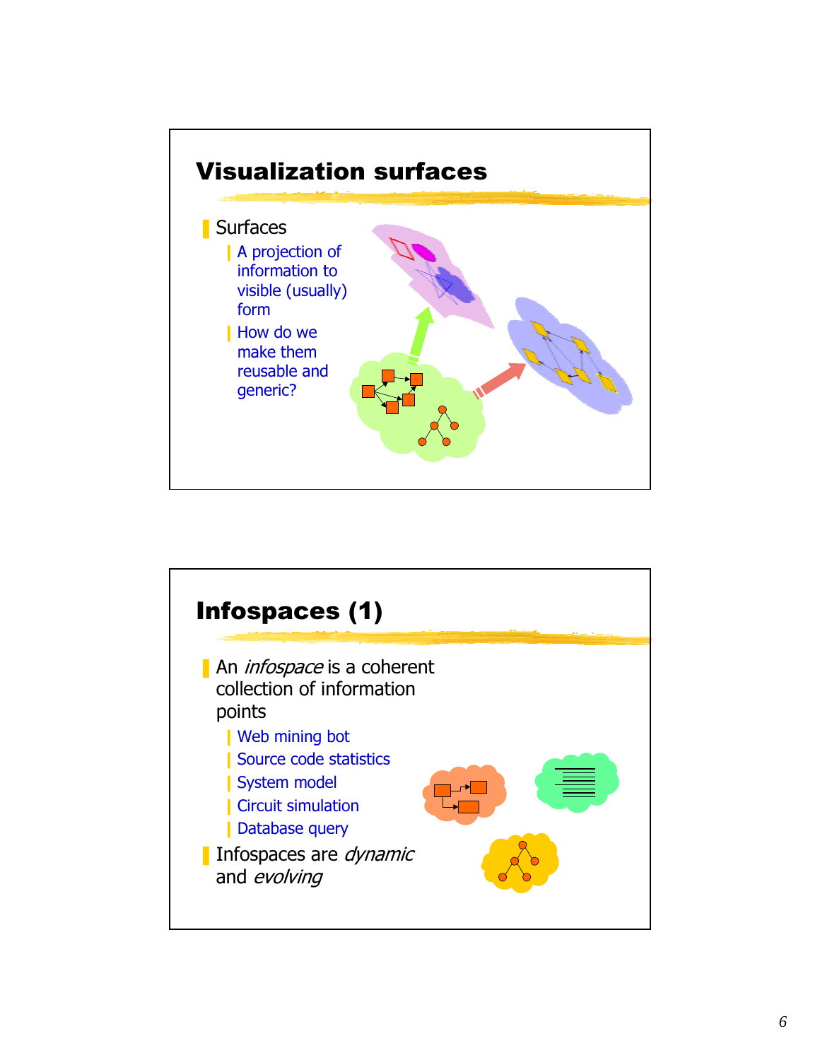## Visualization surfaces

- Surfaces
  - A projection of information to visible (usually) form
  - How do we make them reusable and generic?

## Infospaces (1)

- An *infospace* is a coherent collection of information points
  - Web mining bot
  - Source code statistics
  - System model
  - Circuit simulation
  - Database query
- Infospaces are *dynamic* and *evolving*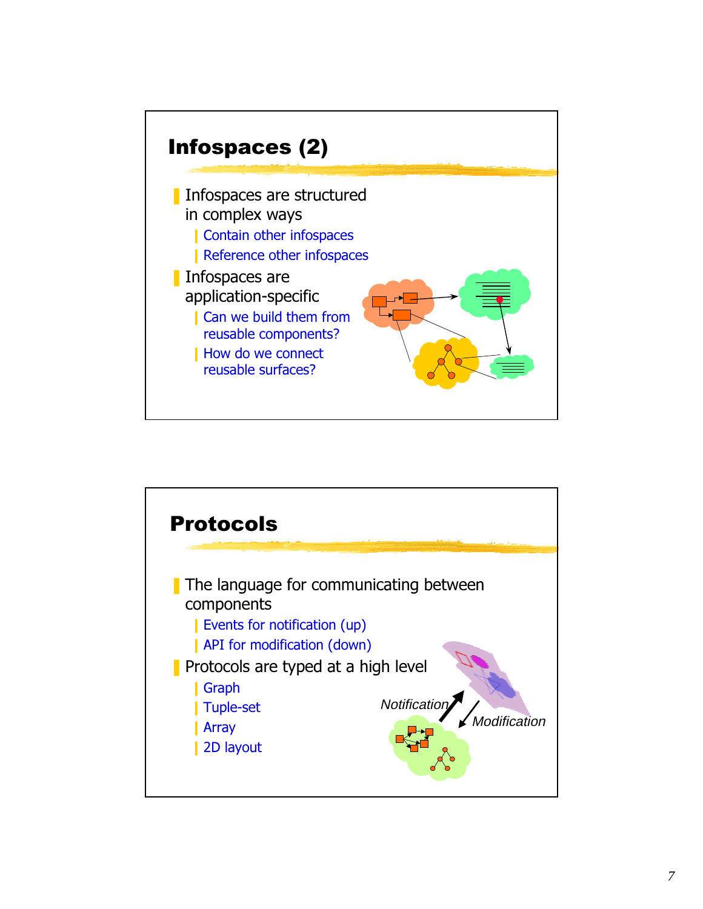## Infospaces (2)

- Infospaces are structured in complex ways
  - Contain other infospaces
  - Reference other infospaces
- Infospaces are application-specific
  - Can we build them from reusable components?
  - How do we connect reusable surfaces?

## Protocols

- The language for communicating between components
  - Events for notification (up)
  - API for modification (down)
- Protocols are typed at a high level
  - Graph
  - Tuple-set
  - Array
  - 2D layout

*Notification*

*Modification*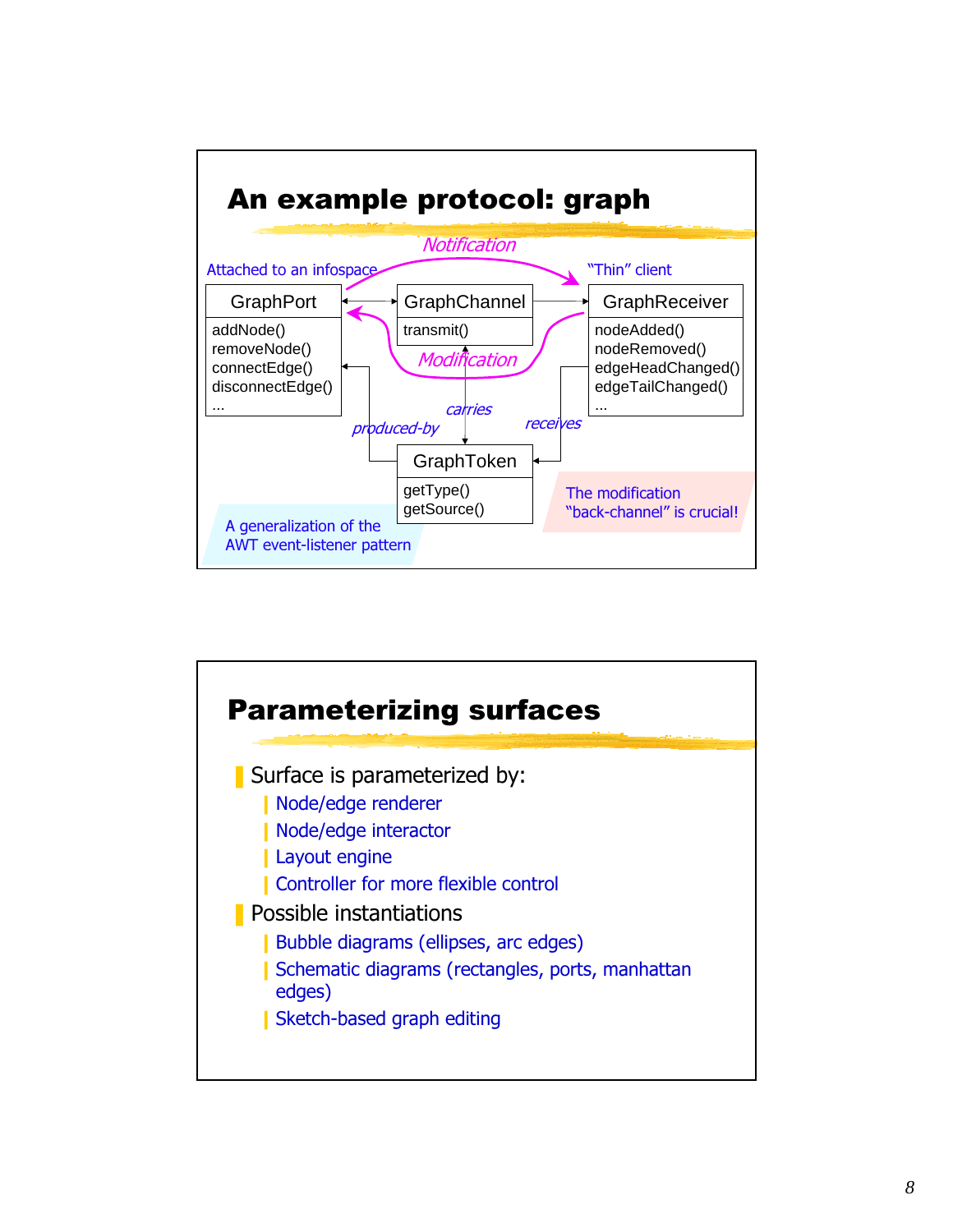# An example protocol: graph

Notification

Attached to an infospace

"Thin" client

| GraphPort |
|---|
| addNode()<br>removeNode()<br>connectEdge()<br>disconnectEdge()<br>... |

| GraphChannel |
|---|
| transmit() |

| GraphReceiver |
|---|
| nodeAdded()<br>nodeRemoved()<br>edgeHeadChanged()<br>edgeTailChanged()<br>... |

Modification

produced-by

carries

receives

| GraphToken |
|---|
| getType()<br>getSource() |

A generalization of the AWT event-listener pattern

The modification "back-channel" is crucial!

# Parameterizing surfaces

- Surface is parameterized by:
  - Node/edge renderer
  - Node/edge interactor
  - Layout engine
  - Controller for more flexible control
- Possible instantiations
  - Bubble diagrams (ellipses, arc edges)
  - Schematic diagrams (rectangles, ports, manhattan edges)
  - Sketch-based graph editing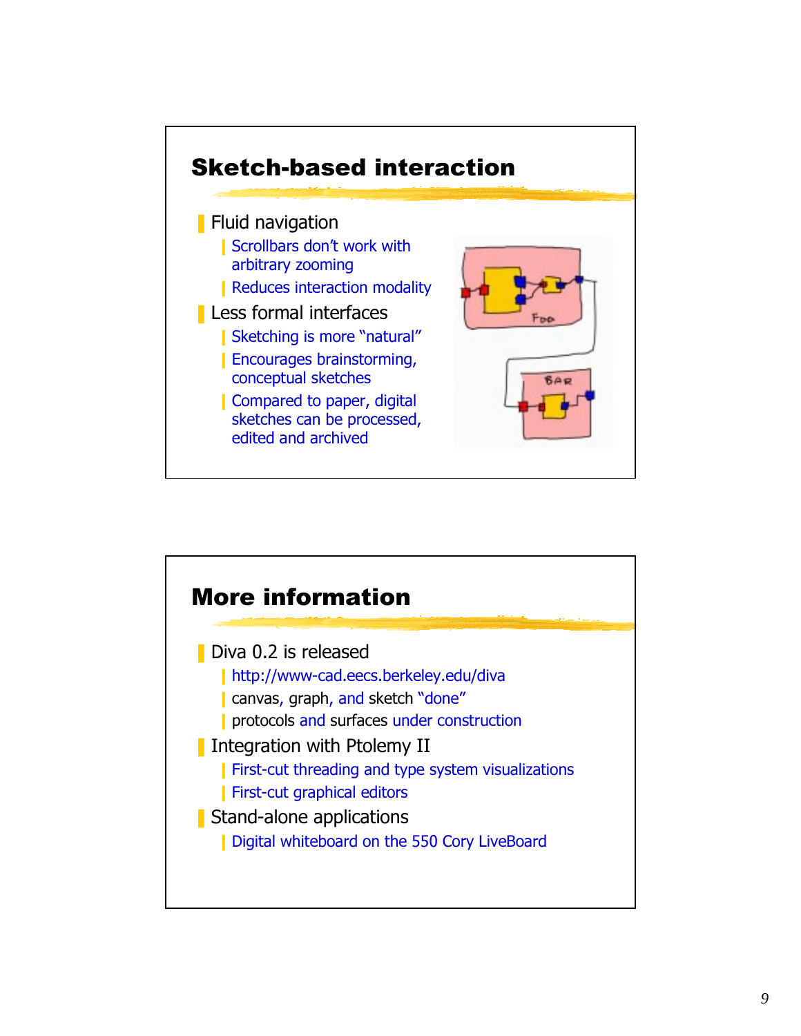## Sketch-based interaction

- Fluid navigation
  - Scrollbars don't work with arbitrary zooming
  - Reduces interaction modality
- Less formal interfaces
  - Sketching is more "natural"
  - Encourages brainstorming, conceptual sketches
  - Compared to paper, digital sketches can be processed, edited and archived

FOO

BAR

## More information

- Diva 0.2 is released
  - http://www-cad.eecs.berkeley.edu/diva
  - canvas, graph, and sketch "done"
  - protocols and surfaces under construction
- Integration with Ptolemy II
  - First-cut threading and type system visualizations
  - First-cut graphical editors
- Stand-alone applications
  - Digital whiteboard on the 550 Cory LiveBoard